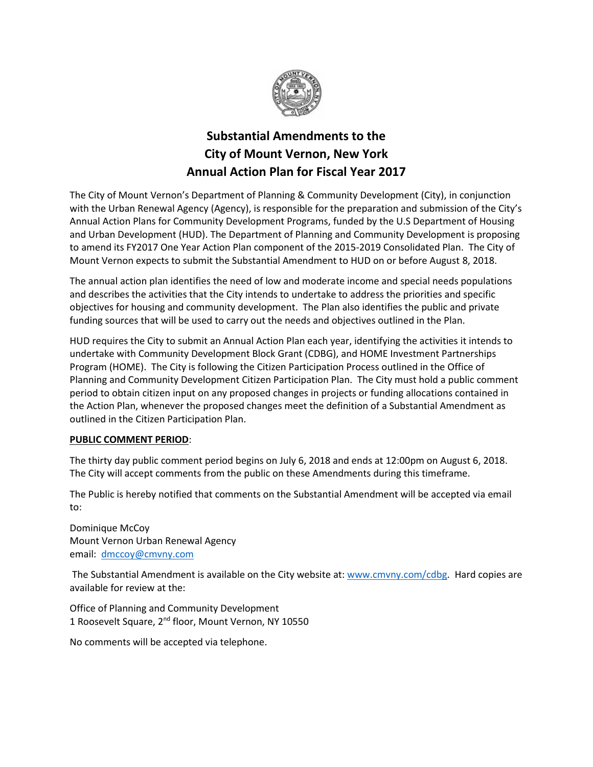# Substantial Amendments to the City of Mount Vernon, New York Annual Action Plan for Fiscal Year 2017

The City of Mount Vernon's Department of Planning & Community Development (City), in conjunction with the Urban Renewal Agency (Agency), is responsible for the preparation and submission of the City's Annual Action Plans for Community Development Programs, funded by the U.S Department of Housing and Urban Development (HUD). The Department of Planning and Community Development is proposing to amend its FY2017 One Year Action Plan component of the 2015-2019 Consolidated Plan. The City of Mount Vernon expects to submit the Substantial Amendment to HUD on or before August 8, 2018.

The annual action plan identifies the need of low and moderate income and special needs populations and describes the activities that the City intends to undertake to address the priorities and specific objectives for housing and community development. The Plan also identifies the public and private funding sources that will be used to carry out the needs and objectives outlined in the Plan.

HUD requires the City to submit an Annual Action Plan each year, identifying the activities it intends to undertake with Community Development Block Grant (CDBG), and HOME Investment Partnerships Program (HOME). The City is following the Citizen Participation Process outlined in the Office of Planning and Community Development Citizen Participation Plan. The City must hold a public comment period to obtain citizen input on any proposed changes in projects or funding allocations contained in the Action Plan, whenever the proposed changes meet the definition of a Substantial Amendment as outlined in the Citizen Participation Plan.

**PUBLIC COMMENT PERIOD**:

The thirty day public comment period begins on July 6, 2018 and ends at 12:00pm on August 6, 2018. The City will accept comments from the public on these Amendments during this timeframe.

The Public is hereby notified that comments on the Substantial Amendment will be accepted via email to:

Dominique McCoy
Mount Vernon Urban Renewal Agency
email: dmccoy@cmvny.com

The Substantial Amendment is available on the City website at: www.cmvny.com/cdbg. Hard copies are available for review at the:

Office of Planning and Community Development
1 Roosevelt Square, 2nd floor, Mount Vernon, NY 10550

No comments will be accepted via telephone.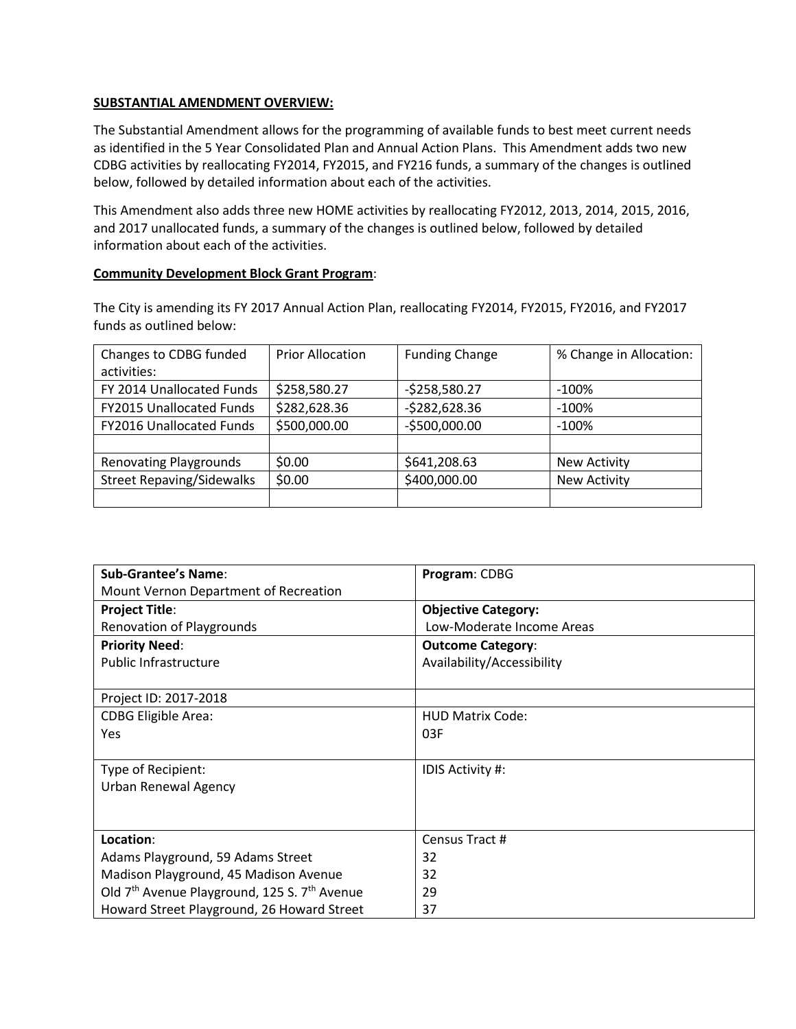**SUBSTANTIAL AMENDMENT OVERVIEW:**

The Substantial Amendment allows for the programming of available funds to best meet current needs as identified in the 5 Year Consolidated Plan and Annual Action Plans. This Amendment adds two new CDBG activities by reallocating FY2014, FY2015, and FY216 funds, a summary of the changes is outlined below, followed by detailed information about each of the activities.

This Amendment also adds three new HOME activities by reallocating FY2012, 2013, 2014, 2015, 2016, and 2017 unallocated funds, a summary of the changes is outlined below, followed by detailed information about each of the activities.

**Community Development Block Grant Program**:

The City is amending its FY 2017 Annual Action Plan, reallocating FY2014, FY2015, FY2016, and FY2017 funds as outlined below:

| Changes to CDBG funded activities: | Prior Allocation | Funding Change | % Change in Allocation: |
|---|---|---|---|
| FY 2014 Unallocated Funds | $258,580.27 | -$258,580.27 | -100% |
| FY2015 Unallocated Funds | $282,628.36 | -$282,628.36 | -100% |
| FY2016 Unallocated Funds | $500,000.00 | -$500,000.00 | -100% |
| | | | |
| Renovating Playgrounds | $0.00 | $641,208.63 | New Activity |
| Street Repaving/Sidewalks | $0.00 | $400,000.00 | New Activity |
| | | | |

| **Sub-Grantee's Name**: Mount Vernon Department of Recreation | **Program**: CDBG |
|---|---|
| **Project Title**: Renovation of Playgrounds | **Objective Category:** Low-Moderate Income Areas |
| **Priority Need**: Public Infrastructure | **Outcome Category**: Availability/Accessibility |
| Project ID: 2017-2018 | |
| CDBG Eligible Area: Yes | HUD Matrix Code: 03F |
| Type of Recipient: Urban Renewal Agency | IDIS Activity #: |
| **Location**: | Census Tract # |
| Adams Playground, 59 Adams Street | 32 |
| Madison Playground, 45 Madison Avenue | 32 |
| Old 7th Avenue Playground, 125 S. 7th Avenue | 29 |
| Howard Street Playground, 26 Howard Street | 37 |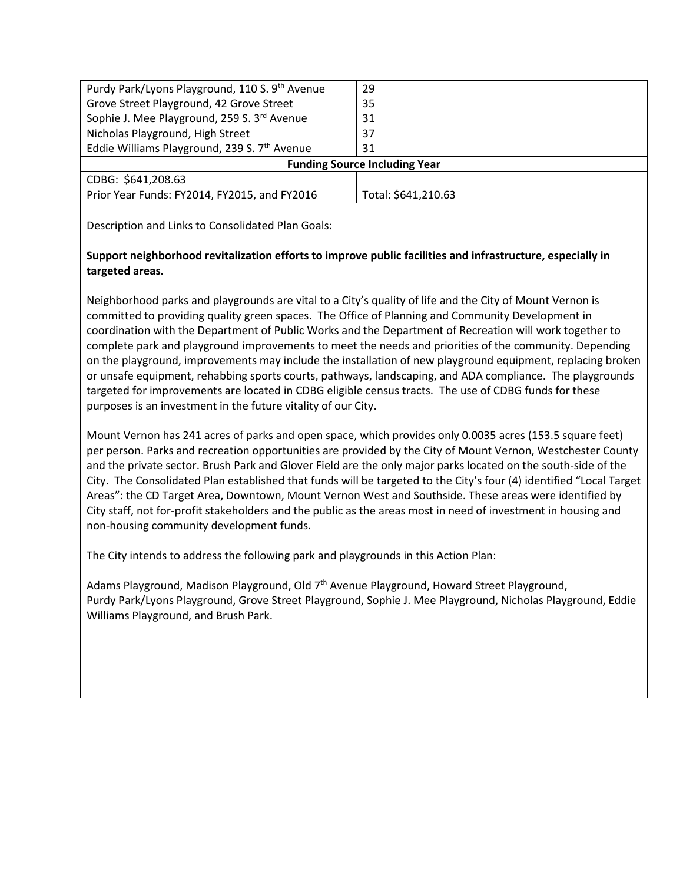| Purdy Park/Lyons Playground, 110 S. 9th Avenue | 29 |
|---|---|
| Grove Street Playground, 42 Grove Street | 35 |
| Sophie J. Mee Playground, 259 S. 3rd Avenue | 31 |
| Nicholas Playground, High Street | 37 |
| Eddie Williams Playground, 239 S. 7th Avenue | 31 |
| **Funding Source Including Year** | |
| CDBG: $641,208.63 | |
| Prior Year Funds: FY2014, FY2015, and FY2016 | Total: $641,210.63 |

Description and Links to Consolidated Plan Goals:

**Support neighborhood revitalization efforts to improve public facilities and infrastructure, especially in targeted areas.**

Neighborhood parks and playgrounds are vital to a City's quality of life and the City of Mount Vernon is committed to providing quality green spaces. The Office of Planning and Community Development in coordination with the Department of Public Works and the Department of Recreation will work together to complete park and playground improvements to meet the needs and priorities of the community. Depending on the playground, improvements may include the installation of new playground equipment, replacing broken or unsafe equipment, rehabbing sports courts, pathways, landscaping, and ADA compliance. The playgrounds targeted for improvements are located in CDBG eligible census tracts. The use of CDBG funds for these purposes is an investment in the future vitality of our City.

Mount Vernon has 241 acres of parks and open space, which provides only 0.0035 acres (153.5 square feet) per person. Parks and recreation opportunities are provided by the City of Mount Vernon, Westchester County and the private sector. Brush Park and Glover Field are the only major parks located on the south-side of the City. The Consolidated Plan established that funds will be targeted to the City's four (4) identified "Local Target Areas": the CD Target Area, Downtown, Mount Vernon West and Southside. These areas were identified by City staff, not for-profit stakeholders and the public as the areas most in need of investment in housing and non-housing community development funds.

The City intends to address the following park and playgrounds in this Action Plan:

Adams Playground, Madison Playground, Old 7th Avenue Playground, Howard Street Playground, Purdy Park/Lyons Playground, Grove Street Playground, Sophie J. Mee Playground, Nicholas Playground, Eddie Williams Playground, and Brush Park.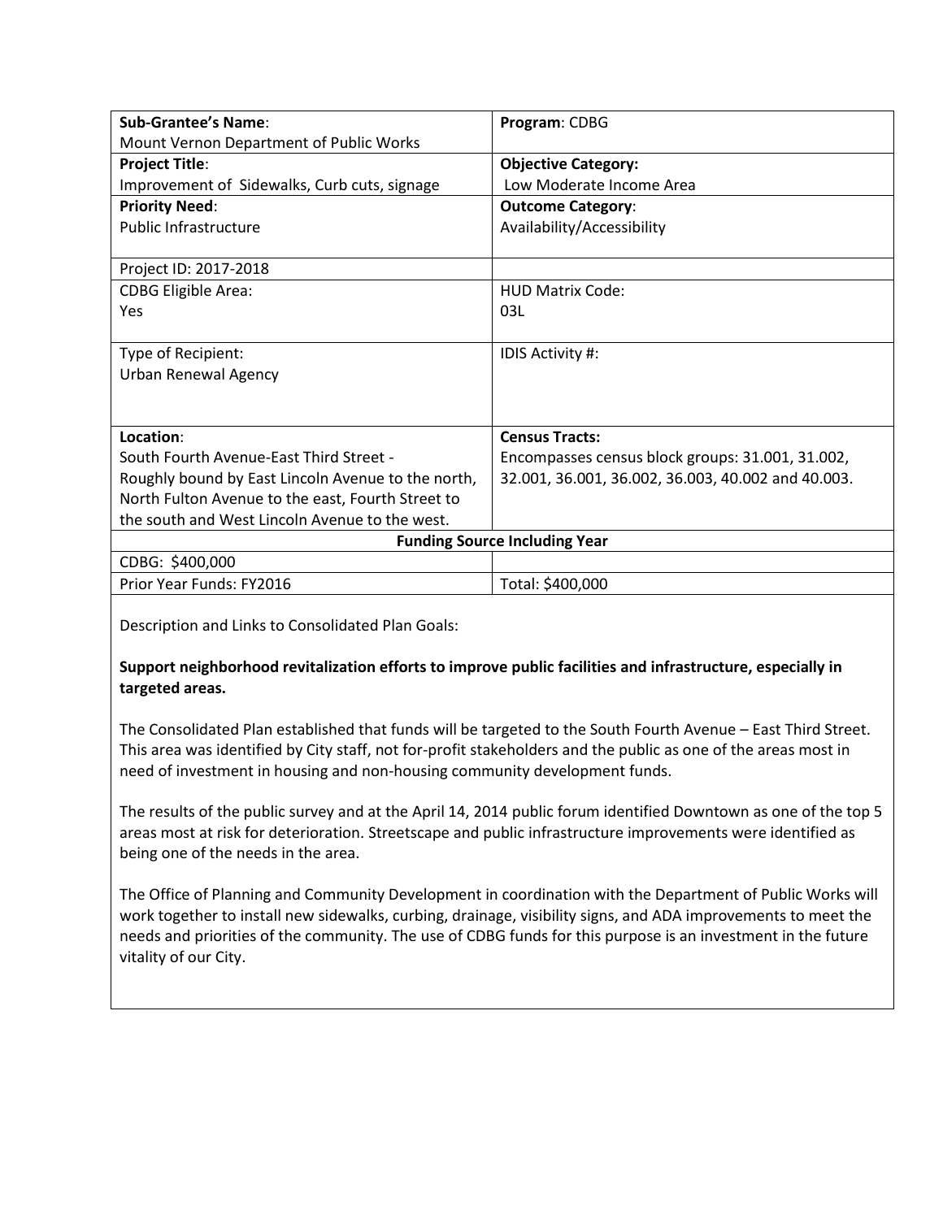| **Sub-Grantee's Name**: Mount Vernon Department of Public Works | **Program**: CDBG |
|---|---|
| **Project Title**: Improvement of Sidewalks, Curb cuts, signage | **Objective Category:** Low Moderate Income Area |
| **Priority Need**: Public Infrastructure | **Outcome Category**: Availability/Accessibility |
| Project ID: 2017-2018 | |
| CDBG Eligible Area: Yes | HUD Matrix Code: 03L |
| Type of Recipient: Urban Renewal Agency | IDIS Activity #: |
| **Location**: South Fourth Avenue-East Third Street - Roughly bound by East Lincoln Avenue to the north, North Fulton Avenue to the east, Fourth Street to the south and West Lincoln Avenue to the west. | **Census Tracts:** Encompasses census block groups: 31.001, 31.002, 32.001, 36.001, 36.002, 36.003, 40.002 and 40.003. |
| **Funding Source Including Year** | |
| CDBG: $400,000 | |
| Prior Year Funds: FY2016 | Total: $400,000 |

Description and Links to Consolidated Plan Goals:

**Support neighborhood revitalization efforts to improve public facilities and infrastructure, especially in targeted areas.**

The Consolidated Plan established that funds will be targeted to the South Fourth Avenue – East Third Street. This area was identified by City staff, not for-profit stakeholders and the public as one of the areas most in need of investment in housing and non-housing community development funds.

The results of the public survey and at the April 14, 2014 public forum identified Downtown as one of the top 5 areas most at risk for deterioration. Streetscape and public infrastructure improvements were identified as being one of the needs in the area.

The Office of Planning and Community Development in coordination with the Department of Public Works will work together to install new sidewalks, curbing, drainage, visibility signs, and ADA improvements to meet the needs and priorities of the community. The use of CDBG funds for this purpose is an investment in the future vitality of our City.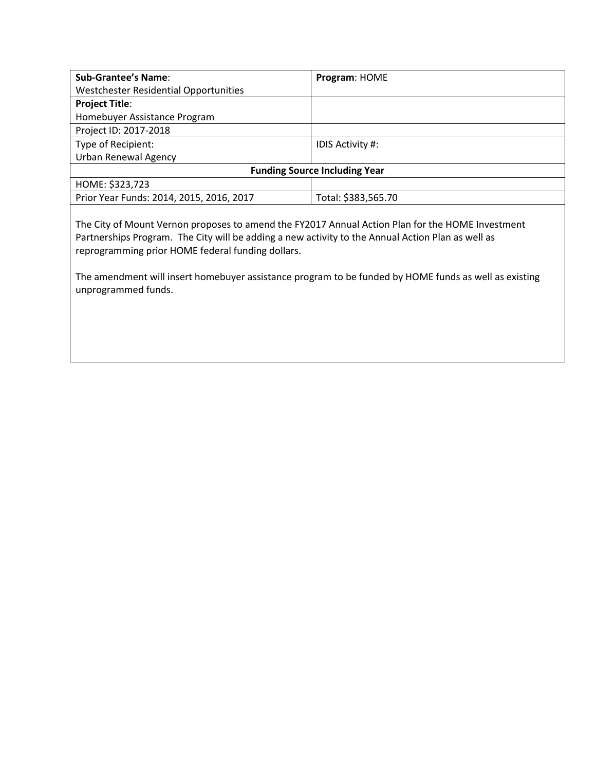| **Sub-Grantee's Name**: Westchester Residential Opportunities | **Program**: HOME |
|---|---|
| **Project Title**: Homebuyer Assistance Program | |
| Project ID: 2017-2018 | |
| Type of Recipient: Urban Renewal Agency | IDIS Activity #: |
| **Funding Source Including Year** | |
| HOME: $323,723 | |
| Prior Year Funds: 2014, 2015, 2016, 2017 | Total: $383,565.70 |

The City of Mount Vernon proposes to amend the FY2017 Annual Action Plan for the HOME Investment Partnerships Program. The City will be adding a new activity to the Annual Action Plan as well as reprogramming prior HOME federal funding dollars.

The amendment will insert homebuyer assistance program to be funded by HOME funds as well as existing unprogrammed funds.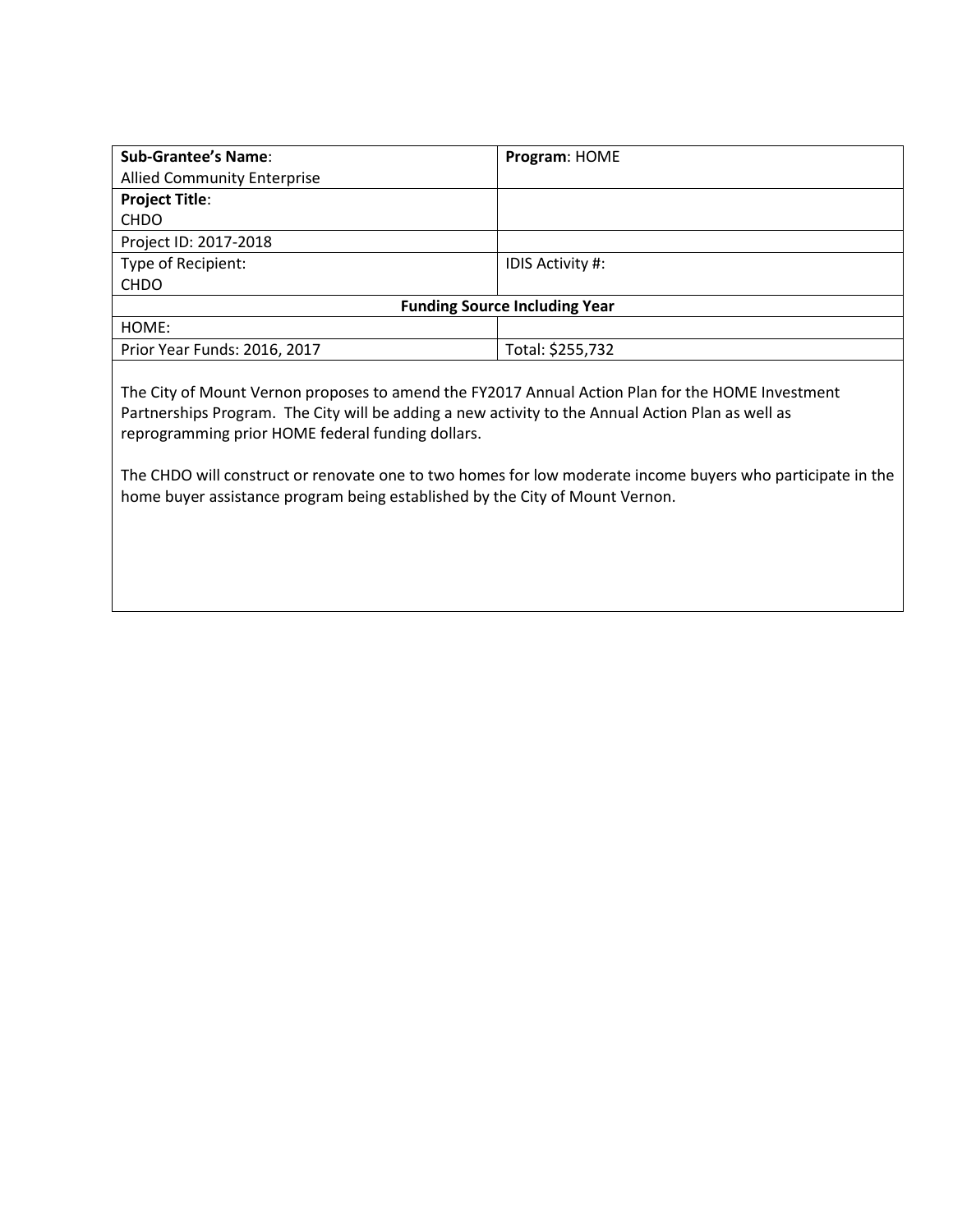| **Sub-Grantee's Name**: Allied Community Enterprise | **Program**: HOME |
| --- | --- |
| **Project Title**: CHDO | |
| Project ID: 2017-2018 | |
| Type of Recipient: CHDO | IDIS Activity #: |
| **Funding Source Including Year** | |
| HOME: | |
| Prior Year Funds: 2016, 2017 | Total: $255,732 |

The City of Mount Vernon proposes to amend the FY2017 Annual Action Plan for the HOME Investment Partnerships Program. The City will be adding a new activity to the Annual Action Plan as well as reprogramming prior HOME federal funding dollars.

The CHDO will construct or renovate one to two homes for low moderate income buyers who participate in the home buyer assistance program being established by the City of Mount Vernon.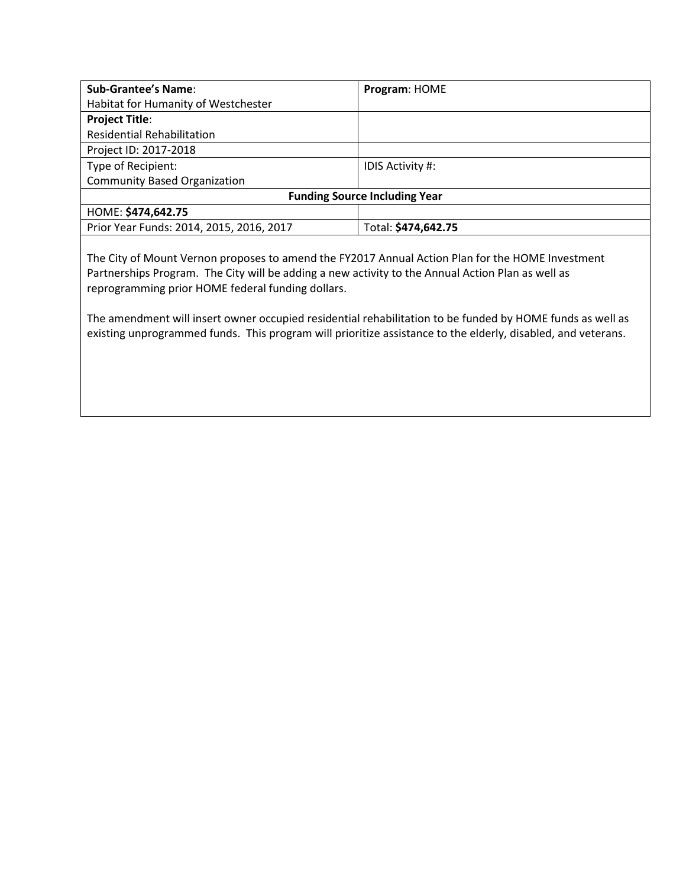| | |
|---|---|
| **Sub-Grantee's Name**:<br>Habitat for Humanity of Westchester | **Program**: HOME |
| **Project Title**:<br>Residential Rehabilitation | |
| Project ID: 2017-2018 | |
| Type of Recipient:<br>Community Based Organization | IDIS Activity #: |
| **Funding Source Including Year** | |
| HOME: **$474,642.75** | |
| Prior Year Funds: 2014, 2015, 2016, 2017 | Total: **$474,642.75** |

The City of Mount Vernon proposes to amend the FY2017 Annual Action Plan for the HOME Investment Partnerships Program. The City will be adding a new activity to the Annual Action Plan as well as reprogramming prior HOME federal funding dollars.

The amendment will insert owner occupied residential rehabilitation to be funded by HOME funds as well as existing unprogrammed funds. This program will prioritize assistance to the elderly, disabled, and veterans.